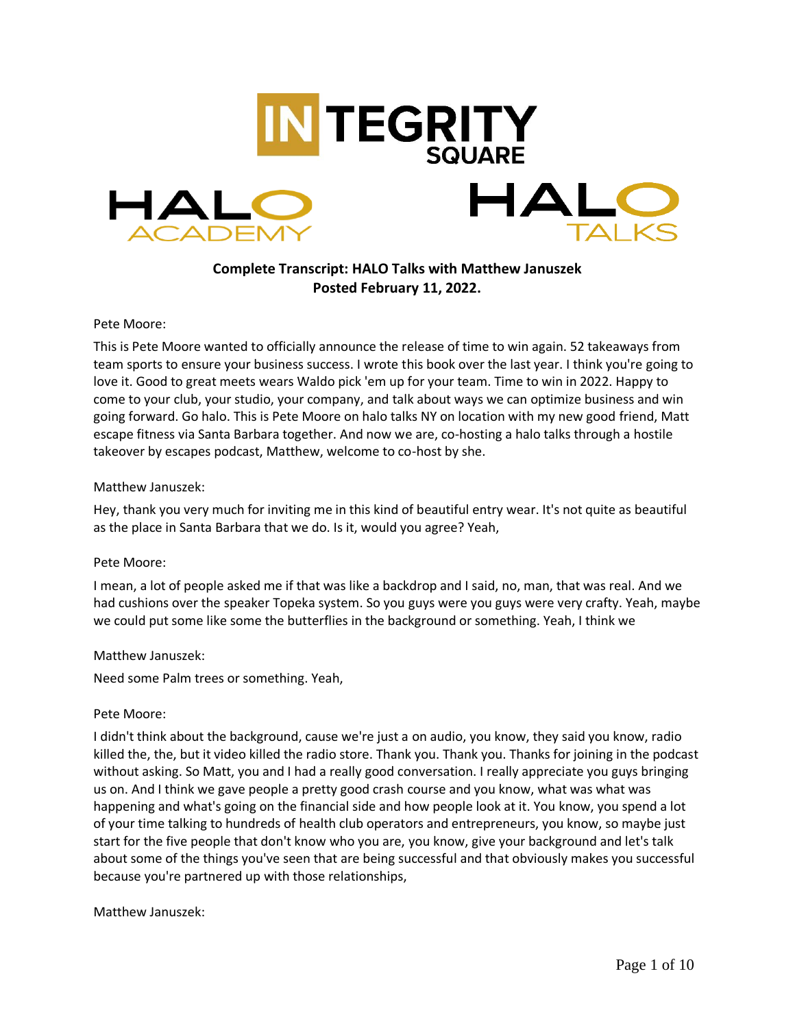**Complete Transcript: HALO Talks with Matthew Januszek**
**Posted February 11, 2022.**

Pete Moore:

This is Pete Moore wanted to officially announce the release of time to win again. 52 takeaways from team sports to ensure your business success. I wrote this book over the last year. I think you're going to love it. Good to great meets wears Waldo pick 'em up for your team. Time to win in 2022. Happy to come to your club, your studio, your company, and talk about ways we can optimize business and win going forward. Go halo. This is Pete Moore on halo talks NY on location with my new good friend, Matt escape fitness via Santa Barbara together. And now we are, co-hosting a halo talks through a hostile takeover by escapes podcast, Matthew, welcome to co-host by she.

Matthew Januszek:

Hey, thank you very much for inviting me in this kind of beautiful entry wear. It's not quite as beautiful as the place in Santa Barbara that we do. Is it, would you agree? Yeah,

Pete Moore:

I mean, a lot of people asked me if that was like a backdrop and I said, no, man, that was real. And we had cushions over the speaker Topeka system. So you guys were you guys were very crafty. Yeah, maybe we could put some like some the butterflies in the background or something. Yeah, I think we

Matthew Januszek:

Need some Palm trees or something. Yeah,

Pete Moore:

I didn't think about the background, cause we're just a on audio, you know, they said you know, radio killed the, the, but it video killed the radio store. Thank you. Thank you. Thanks for joining in the podcast without asking. So Matt, you and I had a really good conversation. I really appreciate you guys bringing us on. And I think we gave people a pretty good crash course and you know, what was what was happening and what's going on the financial side and how people look at it. You know, you spend a lot of your time talking to hundreds of health club operators and entrepreneurs, you know, so maybe just start for the five people that don't know who you are, you know, give your background and let's talk about some of the things you've seen that are being successful and that obviously makes you successful because you're partnered up with those relationships,

Matthew Januszek: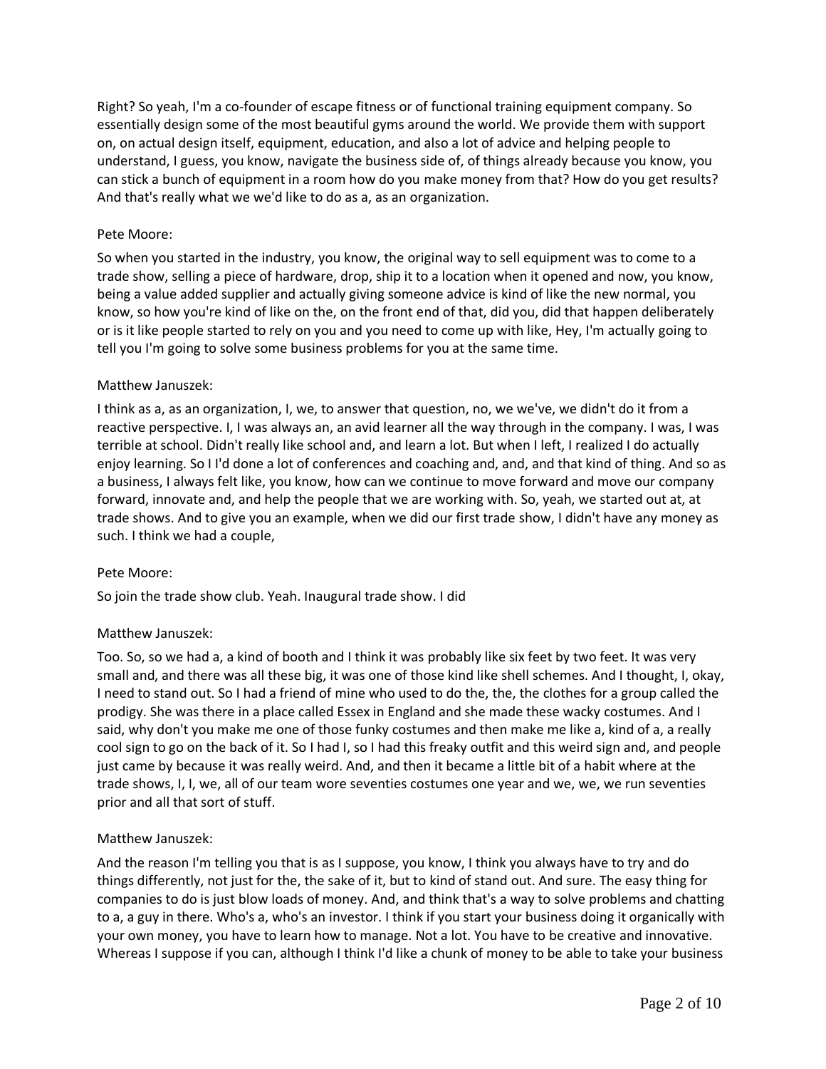Right? So yeah, I'm a co-founder of escape fitness or of functional training equipment company. So essentially design some of the most beautiful gyms around the world. We provide them with support on, on actual design itself, equipment, education, and also a lot of advice and helping people to understand, I guess, you know, navigate the business side of, of things already because you know, you can stick a bunch of equipment in a room how do you make money from that? How do you get results? And that's really what we we'd like to do as a, as an organization.

Pete Moore:

So when you started in the industry, you know, the original way to sell equipment was to come to a trade show, selling a piece of hardware, drop, ship it to a location when it opened and now, you know, being a value added supplier and actually giving someone advice is kind of like the new normal, you know, so how you're kind of like on the, on the front end of that, did you, did that happen deliberately or is it like people started to rely on you and you need to come up with like, Hey, I'm actually going to tell you I'm going to solve some business problems for you at the same time.

Matthew Januszek:

I think as a, as an organization, I, we, to answer that question, no, we we've, we didn't do it from a reactive perspective. I, I was always an, an avid learner all the way through in the company. I was, I was terrible at school. Didn't really like school and, and learn a lot. But when I left, I realized I do actually enjoy learning. So I I'd done a lot of conferences and coaching and, and, and that kind of thing. And so as a business, I always felt like, you know, how can we continue to move forward and move our company forward, innovate and, and help the people that we are working with. So, yeah, we started out at, at trade shows. And to give you an example, when we did our first trade show, I didn't have any money as such. I think we had a couple,

Pete Moore:

So join the trade show club. Yeah. Inaugural trade show. I did

Matthew Januszek:

Too. So, so we had a, a kind of booth and I think it was probably like six feet by two feet. It was very small and, and there was all these big, it was one of those kind like shell schemes. And I thought, I, okay, I need to stand out. So I had a friend of mine who used to do the, the, the clothes for a group called the prodigy. She was there in a place called Essex in England and she made these wacky costumes. And I said, why don't you make me one of those funky costumes and then make me like a, kind of a, a really cool sign to go on the back of it. So I had I, so I had this freaky outfit and this weird sign and, and people just came by because it was really weird. And, and then it became a little bit of a habit where at the trade shows, I, I, we, all of our team wore seventies costumes one year and we, we, we run seventies prior and all that sort of stuff.

Matthew Januszek:

And the reason I'm telling you that is as I suppose, you know, I think you always have to try and do things differently, not just for the, the sake of it, but to kind of stand out. And sure. The easy thing for companies to do is just blow loads of money. And, and think that's a way to solve problems and chatting to a, a guy in there. Who's a, who's an investor. I think if you start your business doing it organically with your own money, you have to learn how to manage. Not a lot. You have to be creative and innovative. Whereas I suppose if you can, although I think I'd like a chunk of money to be able to take your business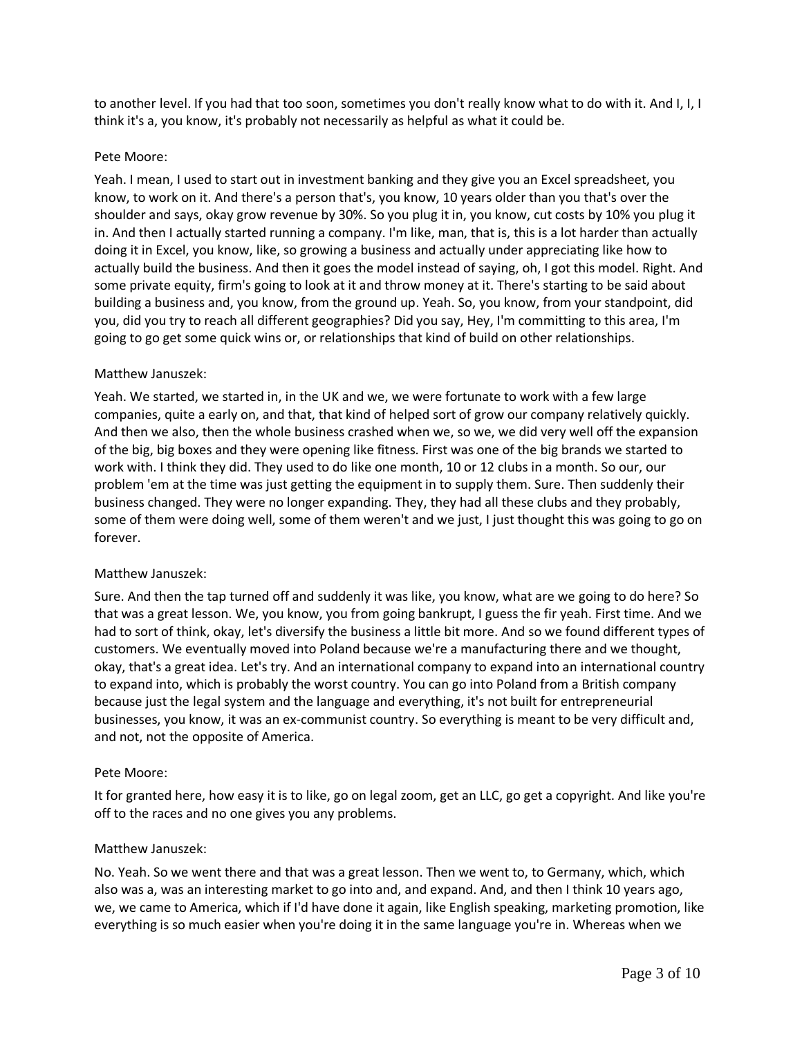to another level. If you had that too soon, sometimes you don't really know what to do with it. And I, I, I think it's a, you know, it's probably not necessarily as helpful as what it could be.

Pete Moore:

Yeah. I mean, I used to start out in investment banking and they give you an Excel spreadsheet, you know, to work on it. And there's a person that's, you know, 10 years older than you that's over the shoulder and says, okay grow revenue by 30%. So you plug it in, you know, cut costs by 10% you plug it in. And then I actually started running a company. I'm like, man, that is, this is a lot harder than actually doing it in Excel, you know, like, so growing a business and actually under appreciating like how to actually build the business. And then it goes the model instead of saying, oh, I got this model. Right. And some private equity, firm's going to look at it and throw money at it. There's starting to be said about building a business and, you know, from the ground up. Yeah. So, you know, from your standpoint, did you, did you try to reach all different geographies? Did you say, Hey, I'm committing to this area, I'm going to go get some quick wins or, or relationships that kind of build on other relationships.

Matthew Januszek:

Yeah. We started, we started in, in the UK and we, we were fortunate to work with a few large companies, quite a early on, and that, that kind of helped sort of grow our company relatively quickly. And then we also, then the whole business crashed when we, so we, we did very well off the expansion of the big, big boxes and they were opening like fitness. First was one of the big brands we started to work with. I think they did. They used to do like one month, 10 or 12 clubs in a month. So our, our problem 'em at the time was just getting the equipment in to supply them. Sure. Then suddenly their business changed. They were no longer expanding. They, they had all these clubs and they probably, some of them were doing well, some of them weren't and we just, I just thought this was going to go on forever.

Matthew Januszek:

Sure. And then the tap turned off and suddenly it was like, you know, what are we going to do here? So that was a great lesson. We, you know, you from going bankrupt, I guess the fir yeah. First time. And we had to sort of think, okay, let's diversify the business a little bit more. And so we found different types of customers. We eventually moved into Poland because we're a manufacturing there and we thought, okay, that's a great idea. Let's try. And an international company to expand into an international country to expand into, which is probably the worst country. You can go into Poland from a British company because just the legal system and the language and everything, it's not built for entrepreneurial businesses, you know, it was an ex-communist country. So everything is meant to be very difficult and, and not, not the opposite of America.

Pete Moore:

It for granted here, how easy it is to like, go on legal zoom, get an LLC, go get a copyright. And like you're off to the races and no one gives you any problems.

Matthew Januszek:

No. Yeah. So we went there and that was a great lesson. Then we went to, to Germany, which, which also was a, was an interesting market to go into and, and expand. And, and then I think 10 years ago, we, we came to America, which if I'd have done it again, like English speaking, marketing promotion, like everything is so much easier when you're doing it in the same language you're in. Whereas when we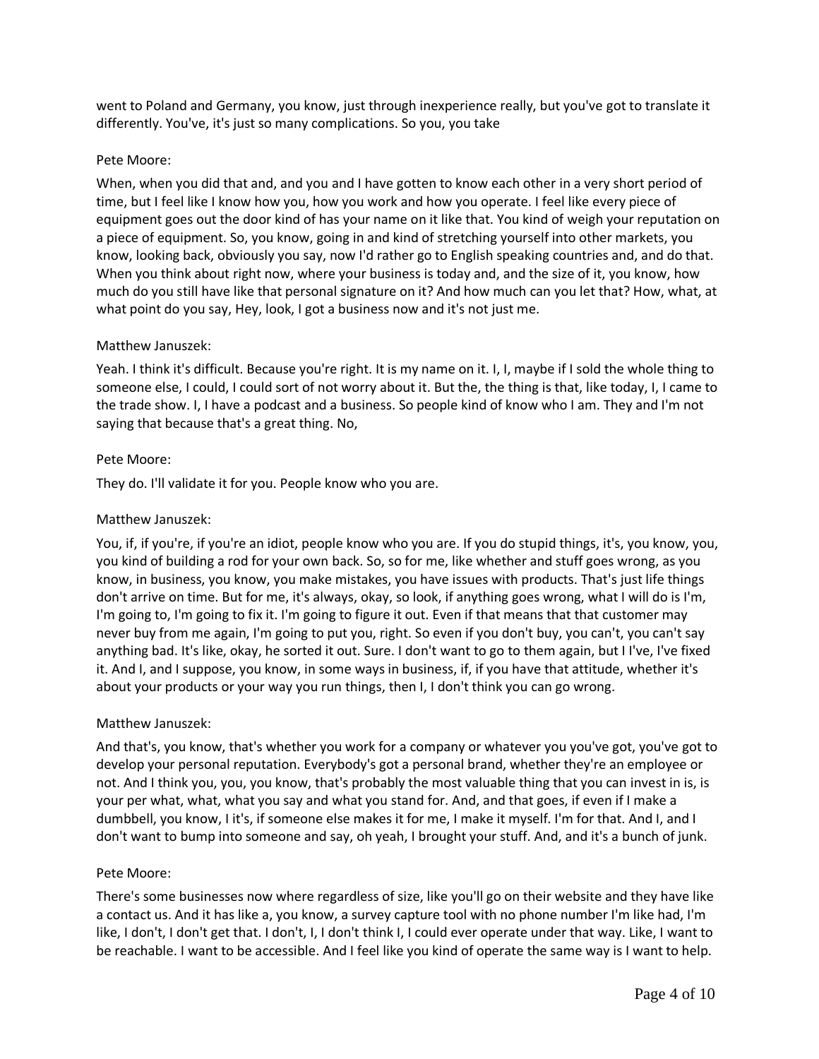went to Poland and Germany, you know, just through inexperience really, but you've got to translate it differently. You've, it's just so many complications. So you, you take

Pete Moore:

When, when you did that and, and you and I have gotten to know each other in a very short period of time, but I feel like I know how you, how you work and how you operate. I feel like every piece of equipment goes out the door kind of has your name on it like that. You kind of weigh your reputation on a piece of equipment. So, you know, going in and kind of stretching yourself into other markets, you know, looking back, obviously you say, now I'd rather go to English speaking countries and, and do that. When you think about right now, where your business is today and, and the size of it, you know, how much do you still have like that personal signature on it? And how much can you let that? How, what, at what point do you say, Hey, look, I got a business now and it's not just me.

Matthew Januszek:

Yeah. I think it's difficult. Because you're right. It is my name on it. I, I, maybe if I sold the whole thing to someone else, I could, I could sort of not worry about it. But the, the thing is that, like today, I, I came to the trade show. I, I have a podcast and a business. So people kind of know who I am. They and I'm not saying that because that's a great thing. No,

Pete Moore:

They do. I'll validate it for you. People know who you are.

Matthew Januszek:

You, if, if you're, if you're an idiot, people know who you are. If you do stupid things, it's, you know, you, you kind of building a rod for your own back. So, so for me, like whether and stuff goes wrong, as you know, in business, you know, you make mistakes, you have issues with products. That's just life things don't arrive on time. But for me, it's always, okay, so look, if anything goes wrong, what I will do is I'm, I'm going to, I'm going to fix it. I'm going to figure it out. Even if that means that that customer may never buy from me again, I'm going to put you, right. So even if you don't buy, you can't, you can't say anything bad. It's like, okay, he sorted it out. Sure. I don't want to go to them again, but I I've, I've fixed it. And I, and I suppose, you know, in some ways in business, if, if you have that attitude, whether it's about your products or your way you run things, then I, I don't think you can go wrong.

Matthew Januszek:

And that's, you know, that's whether you work for a company or whatever you you've got, you've got to develop your personal reputation. Everybody's got a personal brand, whether they're an employee or not. And I think you, you, you know, that's probably the most valuable thing that you can invest in is, is your per what, what, what you say and what you stand for. And, and that goes, if even if I make a dumbbell, you know, I it's, if someone else makes it for me, I make it myself. I'm for that. And I, and I don't want to bump into someone and say, oh yeah, I brought your stuff. And, and it's a bunch of junk.

Pete Moore:

There's some businesses now where regardless of size, like you'll go on their website and they have like a contact us. And it has like a, you know, a survey capture tool with no phone number I'm like had, I'm like, I don't, I don't get that. I don't, I, I don't think I, I could ever operate under that way. Like, I want to be reachable. I want to be accessible. And I feel like you kind of operate the same way is I want to help.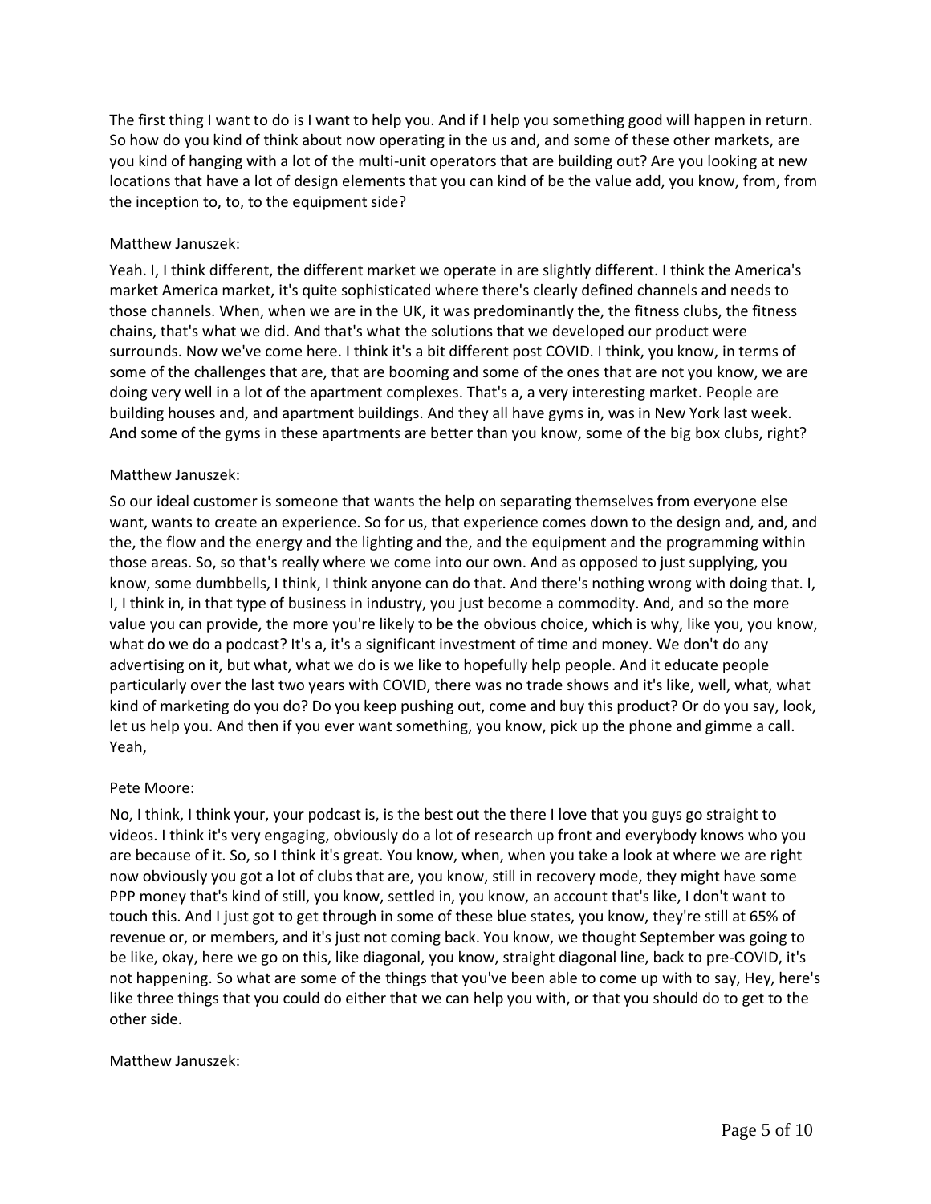The first thing I want to do is I want to help you. And if I help you something good will happen in return. So how do you kind of think about now operating in the us and, and some of these other markets, are you kind of hanging with a lot of the multi-unit operators that are building out? Are you looking at new locations that have a lot of design elements that you can kind of be the value add, you know, from, from the inception to, to, to the equipment side?

Matthew Januszek:

Yeah. I, I think different, the different market we operate in are slightly different. I think the America's market America market, it's quite sophisticated where there's clearly defined channels and needs to those channels. When, when we are in the UK, it was predominantly the, the fitness clubs, the fitness chains, that's what we did. And that's what the solutions that we developed our product were surrounds. Now we've come here. I think it's a bit different post COVID. I think, you know, in terms of some of the challenges that are, that are booming and some of the ones that are not you know, we are doing very well in a lot of the apartment complexes. That's a, a very interesting market. People are building houses and, and apartment buildings. And they all have gyms in, was in New York last week. And some of the gyms in these apartments are better than you know, some of the big box clubs, right?

Matthew Januszek:

So our ideal customer is someone that wants the help on separating themselves from everyone else want, wants to create an experience. So for us, that experience comes down to the design and, and, and the, the flow and the energy and the lighting and the, and the equipment and the programming within those areas. So, so that's really where we come into our own. And as opposed to just supplying, you know, some dumbbells, I think, I think anyone can do that. And there's nothing wrong with doing that. I, I, I think in, in that type of business in industry, you just become a commodity. And, and so the more value you can provide, the more you're likely to be the obvious choice, which is why, like you, you know, what do we do a podcast? It's a, it's a significant investment of time and money. We don't do any advertising on it, but what, what we do is we like to hopefully help people. And it educate people particularly over the last two years with COVID, there was no trade shows and it's like, well, what, what kind of marketing do you do? Do you keep pushing out, come and buy this product? Or do you say, look, let us help you. And then if you ever want something, you know, pick up the phone and gimme a call. Yeah,

Pete Moore:

No, I think, I think your, your podcast is, is the best out the there I love that you guys go straight to videos. I think it's very engaging, obviously do a lot of research up front and everybody knows who you are because of it. So, so I think it's great. You know, when, when you take a look at where we are right now obviously you got a lot of clubs that are, you know, still in recovery mode, they might have some PPP money that's kind of still, you know, settled in, you know, an account that's like, I don't want to touch this. And I just got to get through in some of these blue states, you know, they're still at 65% of revenue or, or members, and it's just not coming back. You know, we thought September was going to be like, okay, here we go on this, like diagonal, you know, straight diagonal line, back to pre-COVID, it's not happening. So what are some of the things that you've been able to come up with to say, Hey, here's like three things that you could do either that we can help you with, or that you should do to get to the other side.

Matthew Januszek: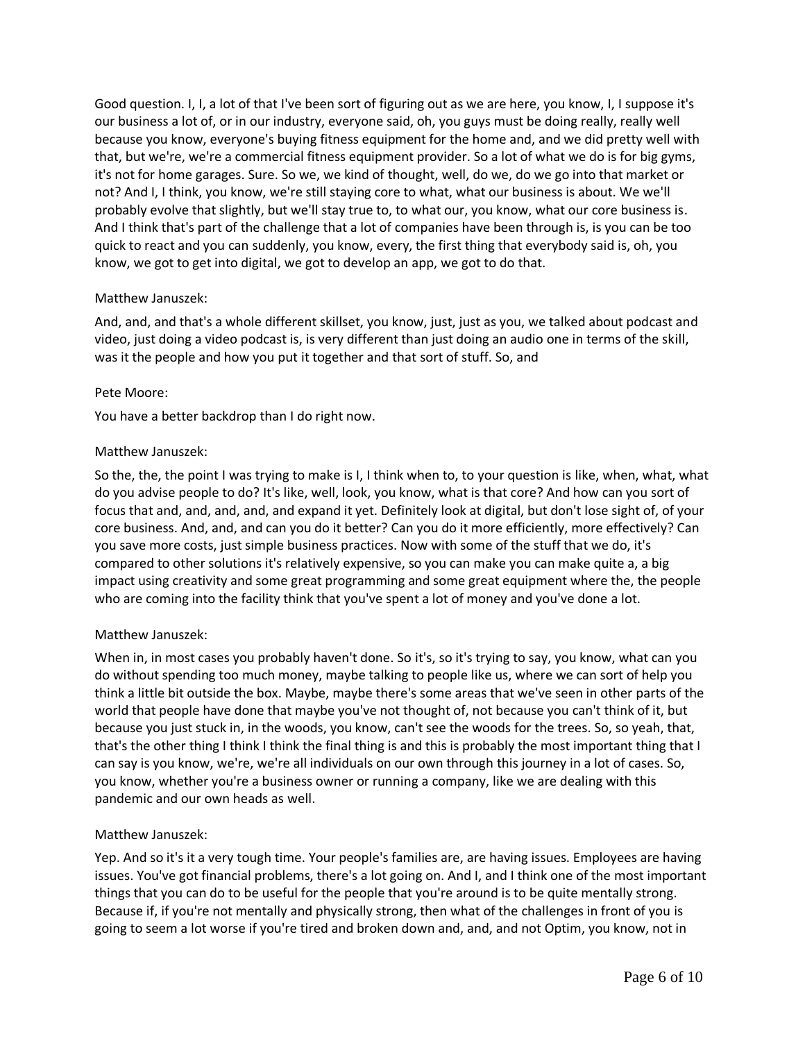Good question. I, I, a lot of that I've been sort of figuring out as we are here, you know, I, I suppose it's our business a lot of, or in our industry, everyone said, oh, you guys must be doing really, really well because you know, everyone's buying fitness equipment for the home and, and we did pretty well with that, but we're, we're a commercial fitness equipment provider. So a lot of what we do is for big gyms, it's not for home garages. Sure. So we, we kind of thought, well, do we, do we go into that market or not? And I, I think, you know, we're still staying core to what, what our business is about. We we'll probably evolve that slightly, but we'll stay true to, to what our, you know, what our core business is. And I think that's part of the challenge that a lot of companies have been through is, is you can be too quick to react and you can suddenly, you know, every, the first thing that everybody said is, oh, you know, we got to get into digital, we got to develop an app, we got to do that.

Matthew Januszek:

And, and, and that's a whole different skillset, you know, just, just as you, we talked about podcast and video, just doing a video podcast is, is very different than just doing an audio one in terms of the skill, was it the people and how you put it together and that sort of stuff. So, and

Pete Moore:

You have a better backdrop than I do right now.

Matthew Januszek:

So the, the, the point I was trying to make is I, I think when to, to your question is like, when, what, what do you advise people to do? It's like, well, look, you know, what is that core? And how can you sort of focus that and, and, and, and, and expand it yet. Definitely look at digital, but don't lose sight of, of your core business. And, and, and can you do it better? Can you do it more efficiently, more effectively? Can you save more costs, just simple business practices. Now with some of the stuff that we do, it's compared to other solutions it's relatively expensive, so you can make you can make quite a, a big impact using creativity and some great programming and some great equipment where the, the people who are coming into the facility think that you've spent a lot of money and you've done a lot.

Matthew Januszek:

When in, in most cases you probably haven't done. So it's, so it's trying to say, you know, what can you do without spending too much money, maybe talking to people like us, where we can sort of help you think a little bit outside the box. Maybe, maybe there's some areas that we've seen in other parts of the world that people have done that maybe you've not thought of, not because you can't think of it, but because you just stuck in, in the woods, you know, can't see the woods for the trees. So, so yeah, that, that's the other thing I think I think the final thing is and this is probably the most important thing that I can say is you know, we're, we're all individuals on our own through this journey in a lot of cases. So, you know, whether you're a business owner or running a company, like we are dealing with this pandemic and our own heads as well.

Matthew Januszek:

Yep. And so it's it a very tough time. Your people's families are, are having issues. Employees are having issues. You've got financial problems, there's a lot going on. And I, and I think one of the most important things that you can do to be useful for the people that you're around is to be quite mentally strong. Because if, if you're not mentally and physically strong, then what of the challenges in front of you is going to seem a lot worse if you're tired and broken down and, and, and not Optim, you know, not in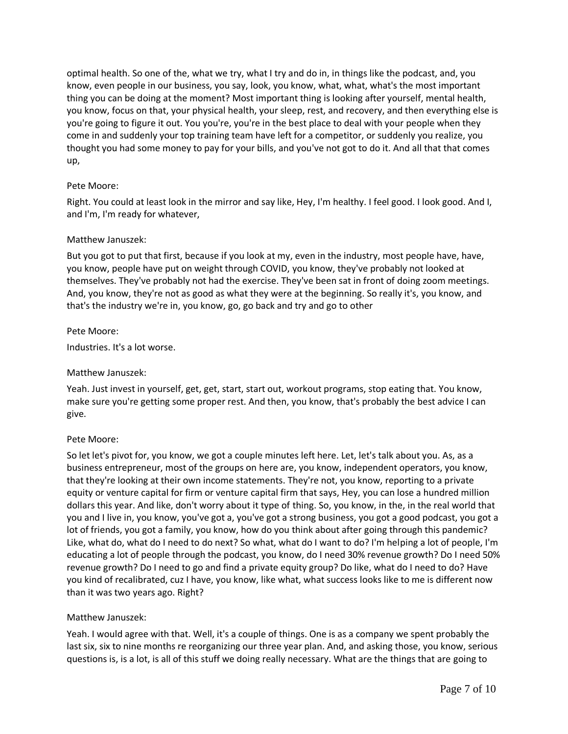optimal health. So one of the, what we try, what I try and do in, in things like the podcast, and, you know, even people in our business, you say, look, you know, what, what, what's the most important thing you can be doing at the moment? Most important thing is looking after yourself, mental health, you know, focus on that, your physical health, your sleep, rest, and recovery, and then everything else is you're going to figure it out. You you're, you're in the best place to deal with your people when they come in and suddenly your top training team have left for a competitor, or suddenly you realize, you thought you had some money to pay for your bills, and you've not got to do it. And all that that comes up,

Pete Moore:

Right. You could at least look in the mirror and say like, Hey, I'm healthy. I feel good. I look good. And I, and I'm, I'm ready for whatever,

Matthew Januszek:

But you got to put that first, because if you look at my, even in the industry, most people have, have, you know, people have put on weight through COVID, you know, they've probably not looked at themselves. They've probably not had the exercise. They've been sat in front of doing zoom meetings. And, you know, they're not as good as what they were at the beginning. So really it's, you know, and that's the industry we're in, you know, go, go back and try and go to other

Pete Moore:

Industries. It's a lot worse.

Matthew Januszek:

Yeah. Just invest in yourself, get, get, start, start out, workout programs, stop eating that. You know, make sure you're getting some proper rest. And then, you know, that's probably the best advice I can give.

Pete Moore:

So let let's pivot for, you know, we got a couple minutes left here. Let, let's talk about you. As, as a business entrepreneur, most of the groups on here are, you know, independent operators, you know, that they're looking at their own income statements. They're not, you know, reporting to a private equity or venture capital for firm or venture capital firm that says, Hey, you can lose a hundred million dollars this year. And like, don't worry about it type of thing. So, you know, in the, in the real world that you and I live in, you know, you've got a, you've got a strong business, you got a good podcast, you got a lot of friends, you got a family, you know, how do you think about after going through this pandemic? Like, what do, what do I need to do next? So what, what do I want to do? I'm helping a lot of people, I'm educating a lot of people through the podcast, you know, do I need 30% revenue growth? Do I need 50% revenue growth? Do I need to go and find a private equity group? Do like, what do I need to do? Have you kind of recalibrated, cuz I have, you know, like what, what success looks like to me is different now than it was two years ago. Right?

Matthew Januszek:

Yeah. I would agree with that. Well, it's a couple of things. One is as a company we spent probably the last six, six to nine months re reorganizing our three year plan. And, and asking those, you know, serious questions is, is a lot, is all of this stuff we doing really necessary. What are the things that are going to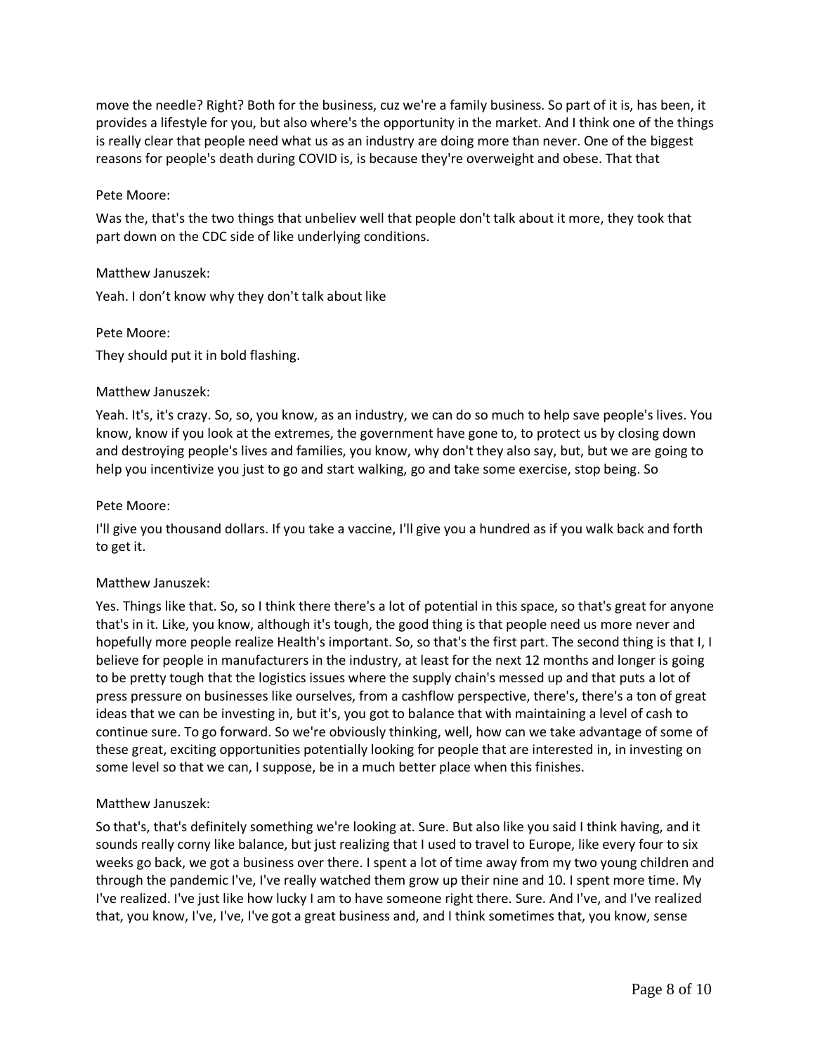move the needle? Right? Both for the business, cuz we're a family business. So part of it is, has been, it provides a lifestyle for you, but also where's the opportunity in the market. And I think one of the things is really clear that people need what us as an industry are doing more than never. One of the biggest reasons for people's death during COVID is, is because they're overweight and obese. That that

Pete Moore:

Was the, that's the two things that unbeliev well that people don't talk about it more, they took that part down on the CDC side of like underlying conditions.

Matthew Januszek:

Yeah. I don't know why they don't talk about like

Pete Moore:

They should put it in bold flashing.

Matthew Januszek:

Yeah. It's, it's crazy. So, so, you know, as an industry, we can do so much to help save people's lives. You know, know if you look at the extremes, the government have gone to, to protect us by closing down and destroying people's lives and families, you know, why don't they also say, but, but we are going to help you incentivize you just to go and start walking, go and take some exercise, stop being. So

Pete Moore:

I'll give you thousand dollars. If you take a vaccine, I'll give you a hundred as if you walk back and forth to get it.

Matthew Januszek:

Yes. Things like that. So, so I think there there's a lot of potential in this space, so that's great for anyone that's in it. Like, you know, although it's tough, the good thing is that people need us more never and hopefully more people realize Health's important. So, so that's the first part. The second thing is that I, I believe for people in manufacturers in the industry, at least for the next 12 months and longer is going to be pretty tough that the logistics issues where the supply chain's messed up and that puts a lot of press pressure on businesses like ourselves, from a cashflow perspective, there's, there's a ton of great ideas that we can be investing in, but it's, you got to balance that with maintaining a level of cash to continue sure. To go forward. So we're obviously thinking, well, how can we take advantage of some of these great, exciting opportunities potentially looking for people that are interested in, in investing on some level so that we can, I suppose, be in a much better place when this finishes.

Matthew Januszek:

So that's, that's definitely something we're looking at. Sure. But also like you said I think having, and it sounds really corny like balance, but just realizing that I used to travel to Europe, like every four to six weeks go back, we got a business over there. I spent a lot of time away from my two young children and through the pandemic I've, I've really watched them grow up their nine and 10. I spent more time. My I've realized. I've just like how lucky I am to have someone right there. Sure. And I've, and I've realized that, you know, I've, I've, I've got a great business and, and I think sometimes that, you know, sense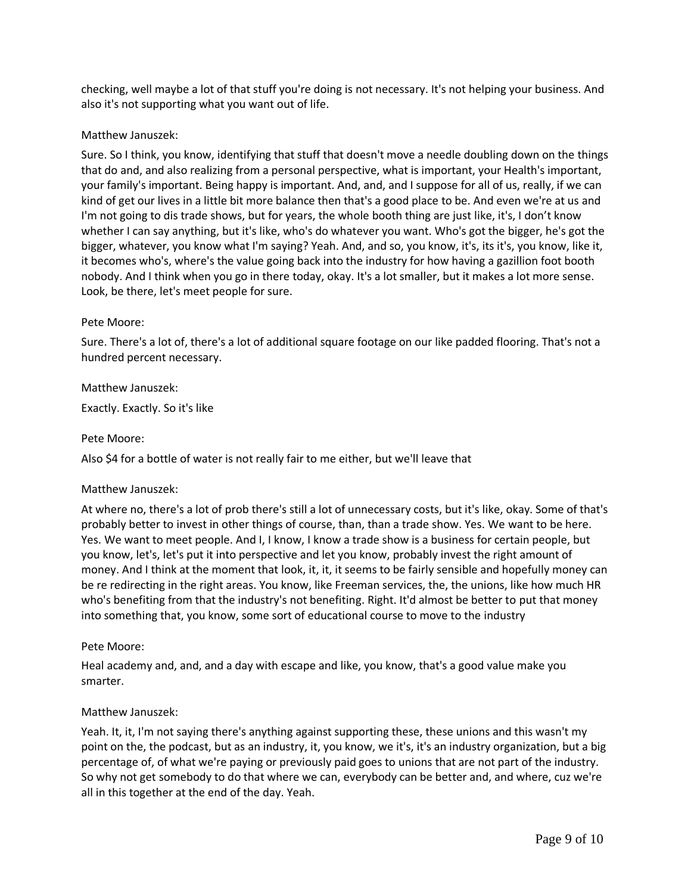checking, well maybe a lot of that stuff you're doing is not necessary. It's not helping your business. And also it's not supporting what you want out of life.

Matthew Januszek:

Sure. So I think, you know, identifying that stuff that doesn't move a needle doubling down on the things that do and, and also realizing from a personal perspective, what is important, your Health's important, your family's important. Being happy is important. And, and, and I suppose for all of us, really, if we can kind of get our lives in a little bit more balance then that's a good place to be. And even we're at us and I'm not going to dis trade shows, but for years, the whole booth thing are just like, it's, I don't know whether I can say anything, but it's like, who's do whatever you want. Who's got the bigger, he's got the bigger, whatever, you know what I'm saying? Yeah. And, and so, you know, it's, its it's, you know, like it, it becomes who's, where's the value going back into the industry for how having a gazillion foot booth nobody. And I think when you go in there today, okay. It's a lot smaller, but it makes a lot more sense. Look, be there, let's meet people for sure.

Pete Moore:

Sure. There's a lot of, there's a lot of additional square footage on our like padded flooring. That's not a hundred percent necessary.

Matthew Januszek:

Exactly. Exactly. So it's like

Pete Moore:

Also $4 for a bottle of water is not really fair to me either, but we'll leave that

Matthew Januszek:

At where no, there's a lot of prob there's still a lot of unnecessary costs, but it's like, okay. Some of that's probably better to invest in other things of course, than, than a trade show. Yes. We want to be here. Yes. We want to meet people. And I, I know, I know a trade show is a business for certain people, but you know, let's, let's put it into perspective and let you know, probably invest the right amount of money. And I think at the moment that look, it, it, it seems to be fairly sensible and hopefully money can be re redirecting in the right areas. You know, like Freeman services, the, the unions, like how much HR who's benefiting from that the industry's not benefiting. Right. It'd almost be better to put that money into something that, you know, some sort of educational course to move to the industry

Pete Moore:

Heal academy and, and, and a day with escape and like, you know, that's a good value make you smarter.

Matthew Januszek:

Yeah. It, it, I'm not saying there's anything against supporting these, these unions and this wasn't my point on the, the podcast, but as an industry, it, you know, we it's, it's an industry organization, but a big percentage of, of what we're paying or previously paid goes to unions that are not part of the industry. So why not get somebody to do that where we can, everybody can be better and, and where, cuz we're all in this together at the end of the day. Yeah.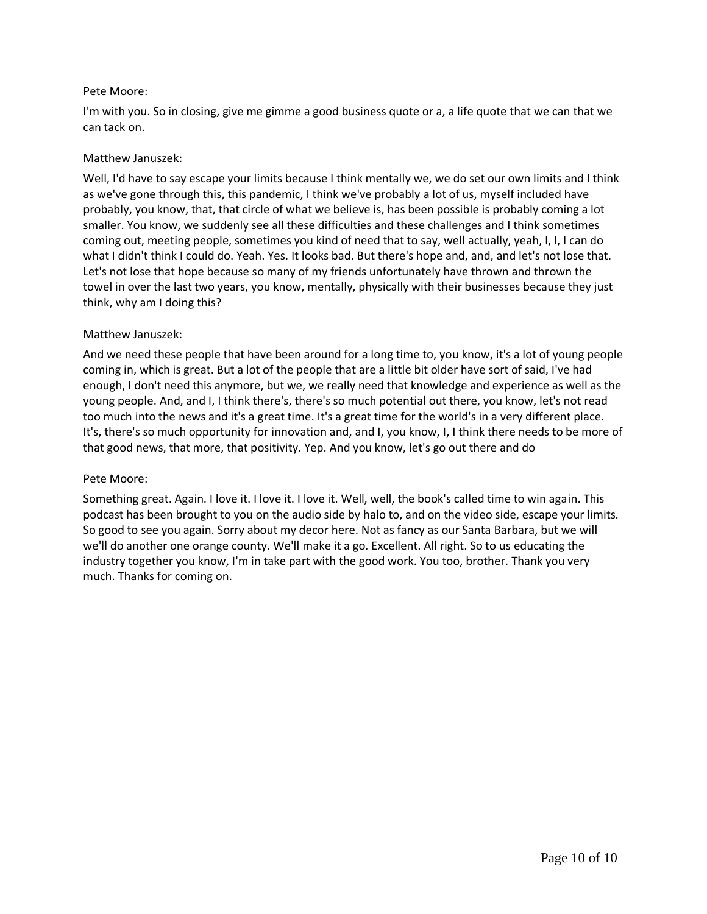Pete Moore:

I'm with you. So in closing, give me gimme a good business quote or a, a life quote that we can that we can tack on.

Matthew Januszek:

Well, I'd have to say escape your limits because I think mentally we, we do set our own limits and I think as we've gone through this, this pandemic, I think we've probably a lot of us, myself included have probably, you know, that, that circle of what we believe is, has been possible is probably coming a lot smaller. You know, we suddenly see all these difficulties and these challenges and I think sometimes coming out, meeting people, sometimes you kind of need that to say, well actually, yeah, I, I, I can do what I didn't think I could do. Yeah. Yes. It looks bad. But there's hope and, and, and let's not lose that. Let's not lose that hope because so many of my friends unfortunately have thrown and thrown the towel in over the last two years, you know, mentally, physically with their businesses because they just think, why am I doing this?

Matthew Januszek:

And we need these people that have been around for a long time to, you know, it's a lot of young people coming in, which is great. But a lot of the people that are a little bit older have sort of said, I've had enough, I don't need this anymore, but we, we really need that knowledge and experience as well as the young people. And, and I, I think there's, there's so much potential out there, you know, let's not read too much into the news and it's a great time. It's a great time for the world's in a very different place. It's, there's so much opportunity for innovation and, and I, you know, I, I think there needs to be more of that good news, that more, that positivity. Yep. And you know, let's go out there and do

Pete Moore:

Something great. Again. I love it. I love it. I love it. Well, well, the book's called time to win again. This podcast has been brought to you on the audio side by halo to, and on the video side, escape your limits. So good to see you again. Sorry about my decor here. Not as fancy as our Santa Barbara, but we will we'll do another one orange county. We'll make it a go. Excellent. All right. So to us educating the industry together you know, I'm in take part with the good work. You too, brother. Thank you very much. Thanks for coming on.